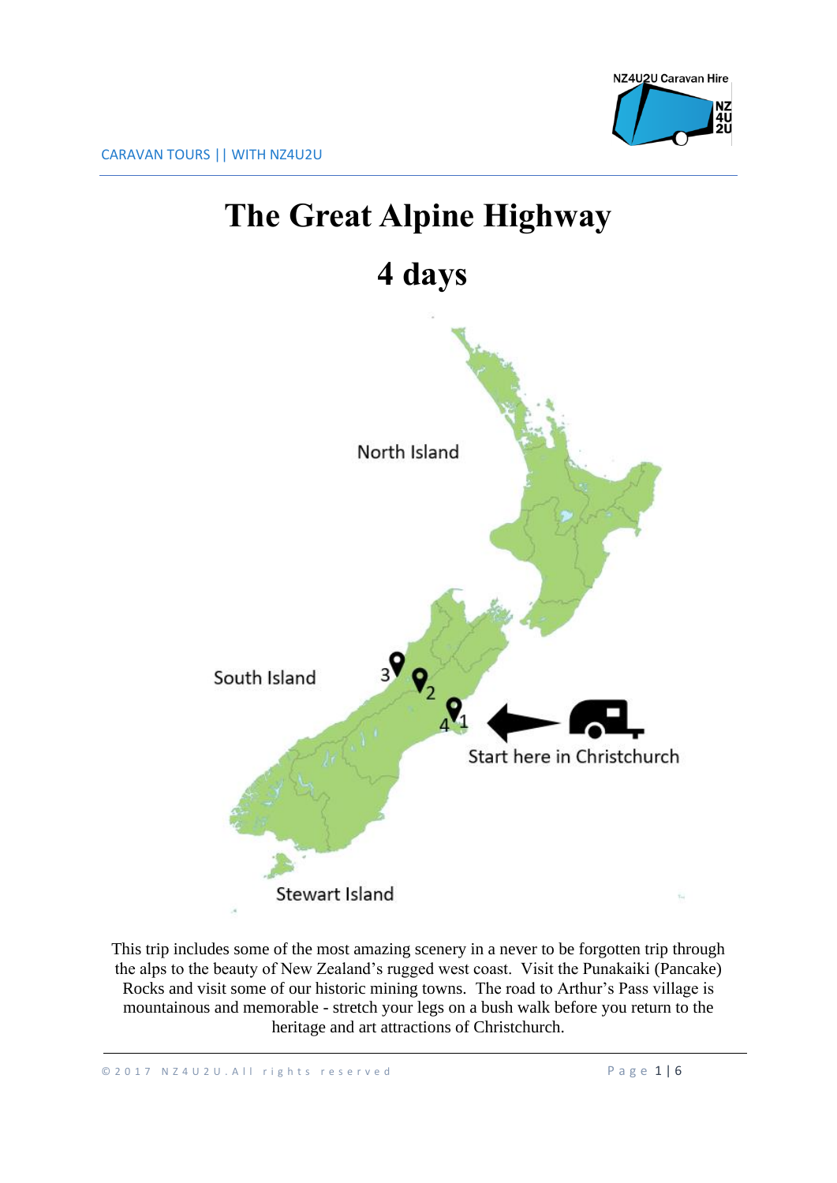# The Great Alpine Highway

# 4 days

North Island

South Island

Start here in Christchurch

Stewart Island

This trip includes some of the most amazing scenery in a never to be forgotten trip through the alps to the beauty of New Zealand's rugged west coast. Visit the Punakaiki (Pancake) Rocks and visit some of our historic mining towns. The road to Arthur's Pass village is mountainous and memorable - stretch your legs on a bush walk before you return to the heritage and art attractions of Christchurch.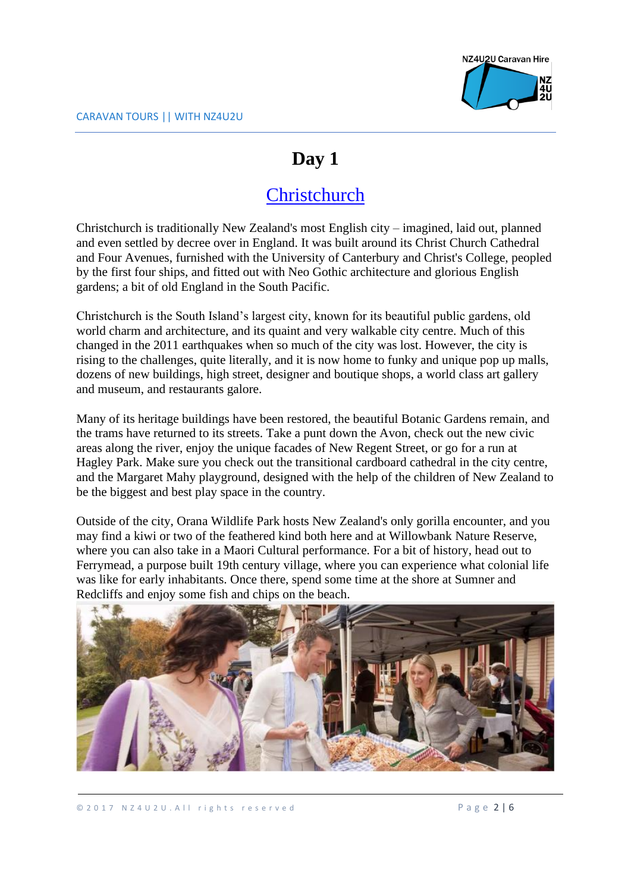# Day 1

## [Christchurch]

Christchurch is traditionally New Zealand's most English city – imagined, laid out, planned and even settled by decree over in England. It was built around its Christ Church Cathedral and Four Avenues, furnished with the University of Canterbury and Christ's College, peopled by the first four ships, and fitted out with Neo Gothic architecture and glorious English gardens; a bit of old England in the South Pacific.

Christchurch is the South Island's largest city, known for its beautiful public gardens, old world charm and architecture, and its quaint and very walkable city centre. Much of this changed in the 2011 earthquakes when so much of the city was lost. However, the city is rising to the challenges, quite literally, and it is now home to funky and unique pop up malls, dozens of new buildings, high street, designer and boutique shops, a world class art gallery and museum, and restaurants galore.

Many of its heritage buildings have been restored, the beautiful Botanic Gardens remain, and the trams have returned to its streets. Take a punt down the Avon, check out the new civic areas along the river, enjoy the unique facades of New Regent Street, or go for a run at Hagley Park. Make sure you check out the transitional cardboard cathedral in the city centre, and the Margaret Mahy playground, designed with the help of the children of New Zealand to be the biggest and best play space in the country.

Outside of the city, Orana Wildlife Park hosts New Zealand's only gorilla encounter, and you may find a kiwi or two of the feathered kind both here and at Willowbank Nature Reserve, where you can also take in a Maori Cultural performance. For a bit of history, head out to Ferrymead, a purpose built 19th century village, where you can experience what colonial life was like for early inhabitants. Once there, spend some time at the shore at Sumner and Redcliffs and enjoy some fish and chips on the beach.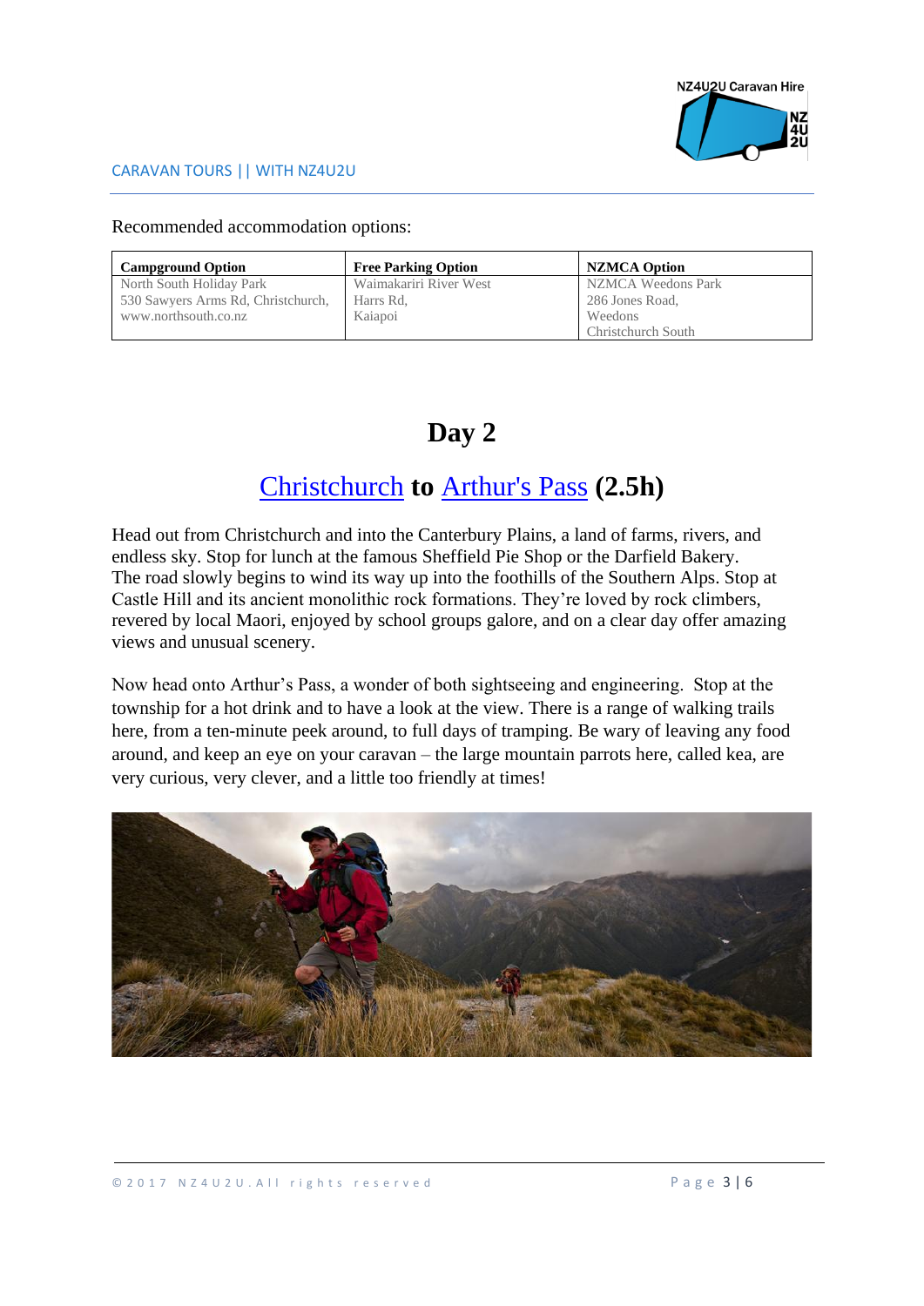Recommended accommodation options:

| Campground Option | Free Parking Option | NZMCA Option |
|---|---|---|
| North South Holiday Park<br>530 Sawyers Arms Rd, Christchurch,<br>www.northsouth.co.nz | Waimakariri River West<br>Harrs Rd,<br>Kaiapoi | NZMCA Weedons Park<br>286 Jones Road,<br>Weedons<br>Christchurch South |

# Day 2

## Christchurch to Arthur's Pass (2.5h)

Head out from Christchurch and into the Canterbury Plains, a land of farms, rivers, and endless sky. Stop for lunch at the famous Sheffield Pie Shop or the Darfield Bakery. The road slowly begins to wind its way up into the foothills of the Southern Alps. Stop at Castle Hill and its ancient monolithic rock formations. They're loved by rock climbers, revered by local Maori, enjoyed by school groups galore, and on a clear day offer amazing views and unusual scenery.

Now head onto Arthur's Pass, a wonder of both sightseeing and engineering. Stop at the township for a hot drink and to have a look at the view. There is a range of walking trails here, from a ten-minute peek around, to full days of tramping. Be wary of leaving any food around, and keep an eye on your caravan – the large mountain parrots here, called kea, are very curious, very clever, and a little too friendly at times!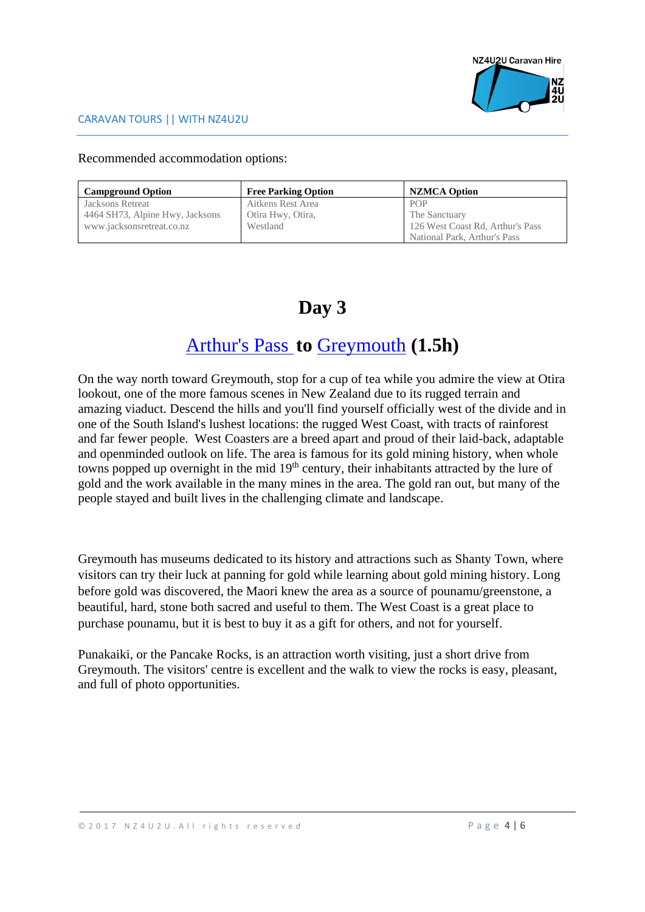Recommended accommodation options:

| Campground Option | Free Parking Option | NZMCA Option |
| --- | --- | --- |
| Jacksons Retreat<br>4464 SH73, Alpine Hwy, Jacksons<br>www.jacksonsretreat.co.nz | Aitkens Rest Area<br>Otira Hwy, Otira,<br>Westland | POP<br>The Sanctuary<br>126 West Coast Rd, Arthur's Pass<br>National Park, Arthur's Pass |

# Day 3

## Arthur's Pass to Greymouth (1.5h)

On the way north toward Greymouth, stop for a cup of tea while you admire the view at Otira lookout, one of the more famous scenes in New Zealand due to its rugged terrain and amazing viaduct. Descend the hills and you'll find yourself officially west of the divide and in one of the South Island's lushest locations: the rugged West Coast, with tracts of rainforest and far fewer people. West Coasters are a breed apart and proud of their laid-back, adaptable and openminded outlook on life. The area is famous for its gold mining history, when whole towns popped up overnight in the mid 19th century, their inhabitants attracted by the lure of gold and the work available in the many mines in the area. The gold ran out, but many of the people stayed and built lives in the challenging climate and landscape.

Greymouth has museums dedicated to its history and attractions such as Shanty Town, where visitors can try their luck at panning for gold while learning about gold mining history. Long before gold was discovered, the Maori knew the area as a source of pounamu/greenstone, a beautiful, hard, stone both sacred and useful to them. The West Coast is a great place to purchase pounamu, but it is best to buy it as a gift for others, and not for yourself.

Punakaiki, or the Pancake Rocks, is an attraction worth visiting, just a short drive from Greymouth. The visitors' centre is excellent and the walk to view the rocks is easy, pleasant, and full of photo opportunities.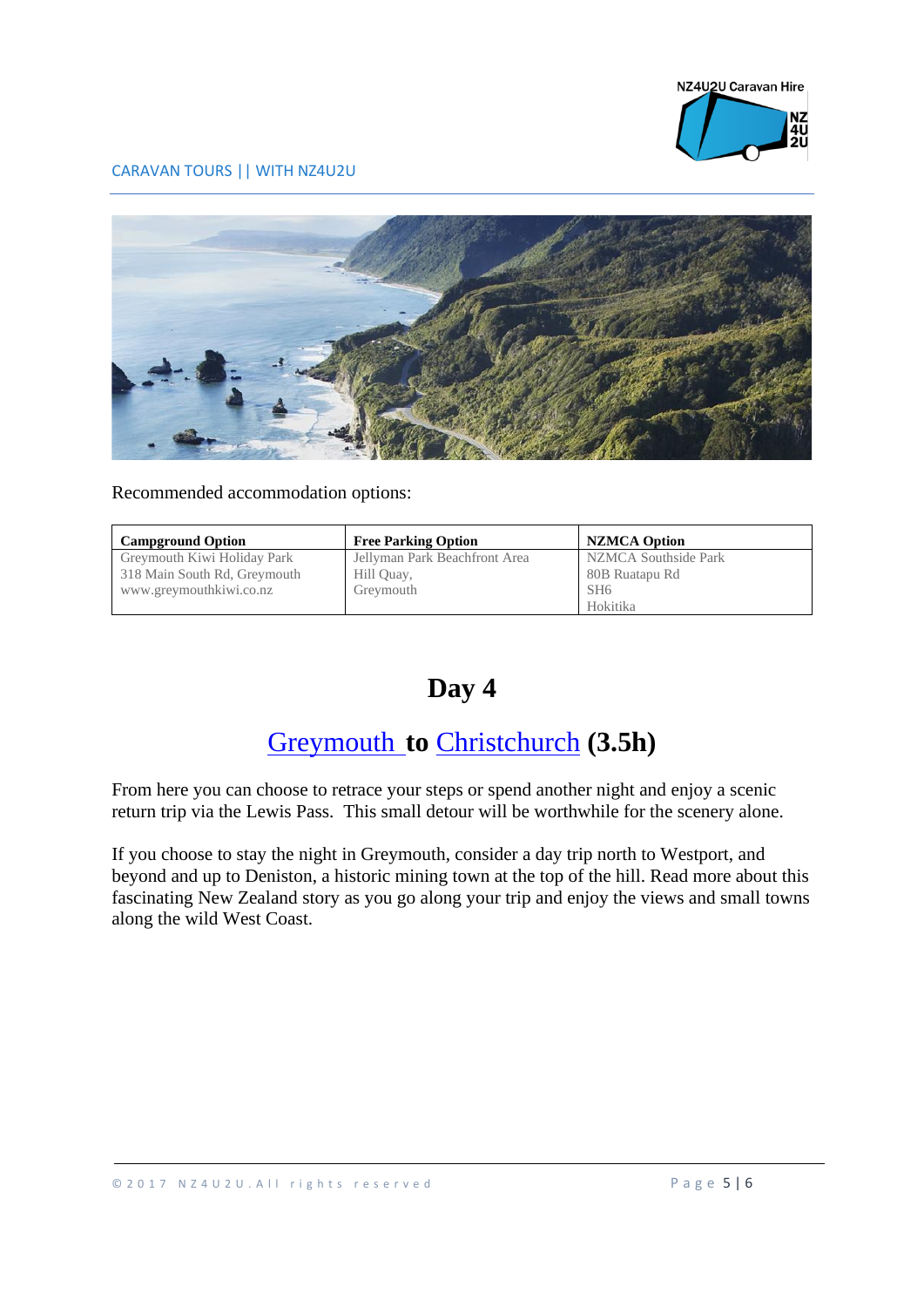Recommended accommodation options:

| Campground Option | Free Parking Option | NZMCA Option |
|---|---|---|
| Greymouth Kiwi Holiday Park<br>318 Main South Rd, Greymouth<br>www.greymouthkiwi.co.nz | Jellyman Park Beachfront Area<br>Hill Quay,<br>Greymouth | NZMCA Southside Park<br>80B Ruatapu Rd<br>SH6<br>Hokitika |

# Day 4

## Greymouth to Christchurch (3.5h)

From here you can choose to retrace your steps or spend another night and enjoy a scenic return trip via the Lewis Pass. This small detour will be worthwhile for the scenery alone.

If you choose to stay the night in Greymouth, consider a day trip north to Westport, and beyond and up to Deniston, a historic mining town at the top of the hill. Read more about this fascinating New Zealand story as you go along your trip and enjoy the views and small towns along the wild West Coast.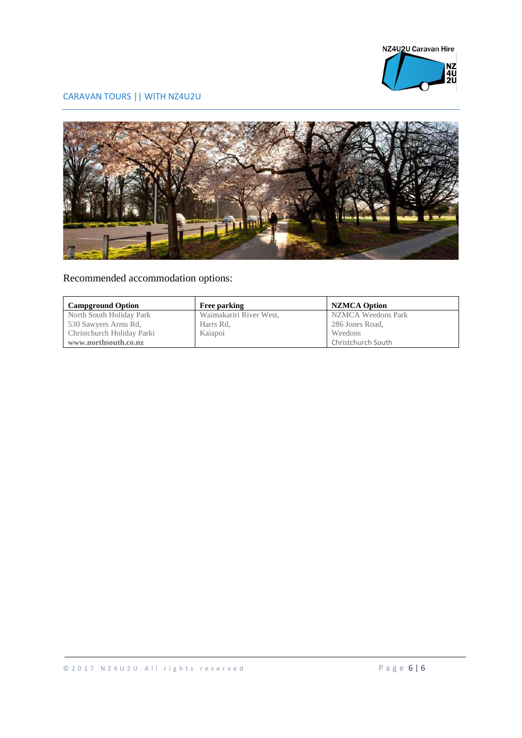Recommended accommodation options:

| Campground Option | Free parking | NZMCA Option |
|---|---|---|
| North South Holiday Park<br>530 Sawyers Arms Rd,<br>Christchurch Holiday Parki<br>**www.northsouth.co.nz** | Waimakariri River West,<br>Harrs Rd,<br>Kaiapoi | NZMCA Weedons Park<br>286 Jones Road,<br>Weedons<br>Christchurch South |